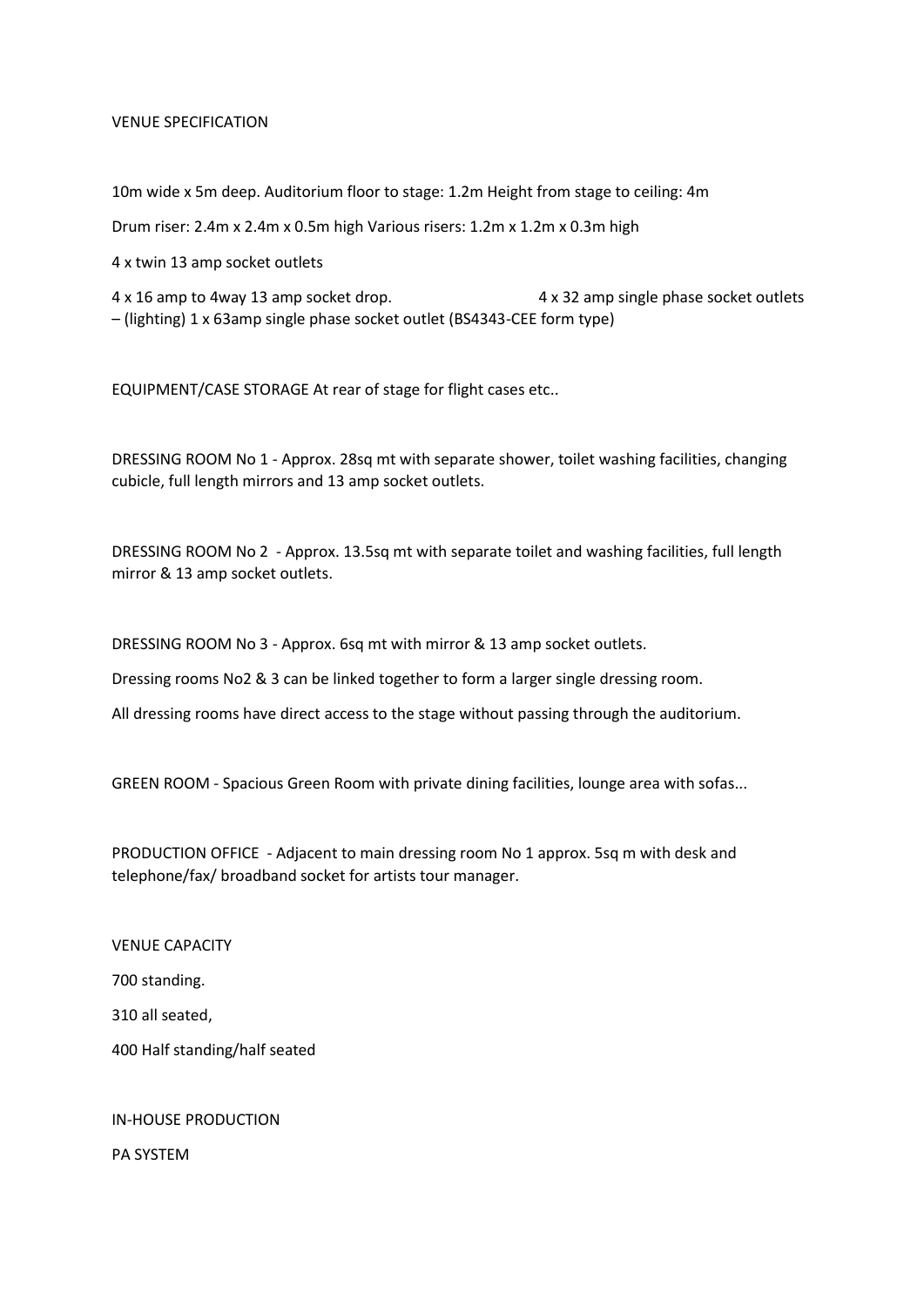VENUE SPECIFICATION

10m wide x 5m deep. Auditorium floor to stage: 1.2m Height from stage to ceiling: 4m

Drum riser: 2.4m x 2.4m x 0.5m high Various risers: 1.2m x 1.2m x 0.3m high

4 x twin 13 amp socket outlets

4 x 16 amp to 4way 13 amp socket drop. 4 x 32 amp single phase socket outlets – (lighting) 1 x 63amp single phase socket outlet (BS4343-CEE form type)

EQUIPMENT/CASE STORAGE At rear of stage for flight cases etc..

DRESSING ROOM No 1 - Approx. 28sq mt with separate shower, toilet washing facilities, changing cubicle, full length mirrors and 13 amp socket outlets.

DRESSING ROOM No 2 - Approx. 13.5sq mt with separate toilet and washing facilities, full length mirror & 13 amp socket outlets.

DRESSING ROOM No 3 - Approx. 6sq mt with mirror & 13 amp socket outlets.

Dressing rooms No2 & 3 can be linked together to form a larger single dressing room.

All dressing rooms have direct access to the stage without passing through the auditorium.

GREEN ROOM - Spacious Green Room with private dining facilities, lounge area with sofas...

PRODUCTION OFFICE - Adjacent to main dressing room No 1 approx. 5sq m with desk and telephone/fax/ broadband socket for artists tour manager.

VENUE CAPACITY

700 standing.

310 all seated,

400 Half standing/half seated

IN-HOUSE PRODUCTION

PA SYSTEM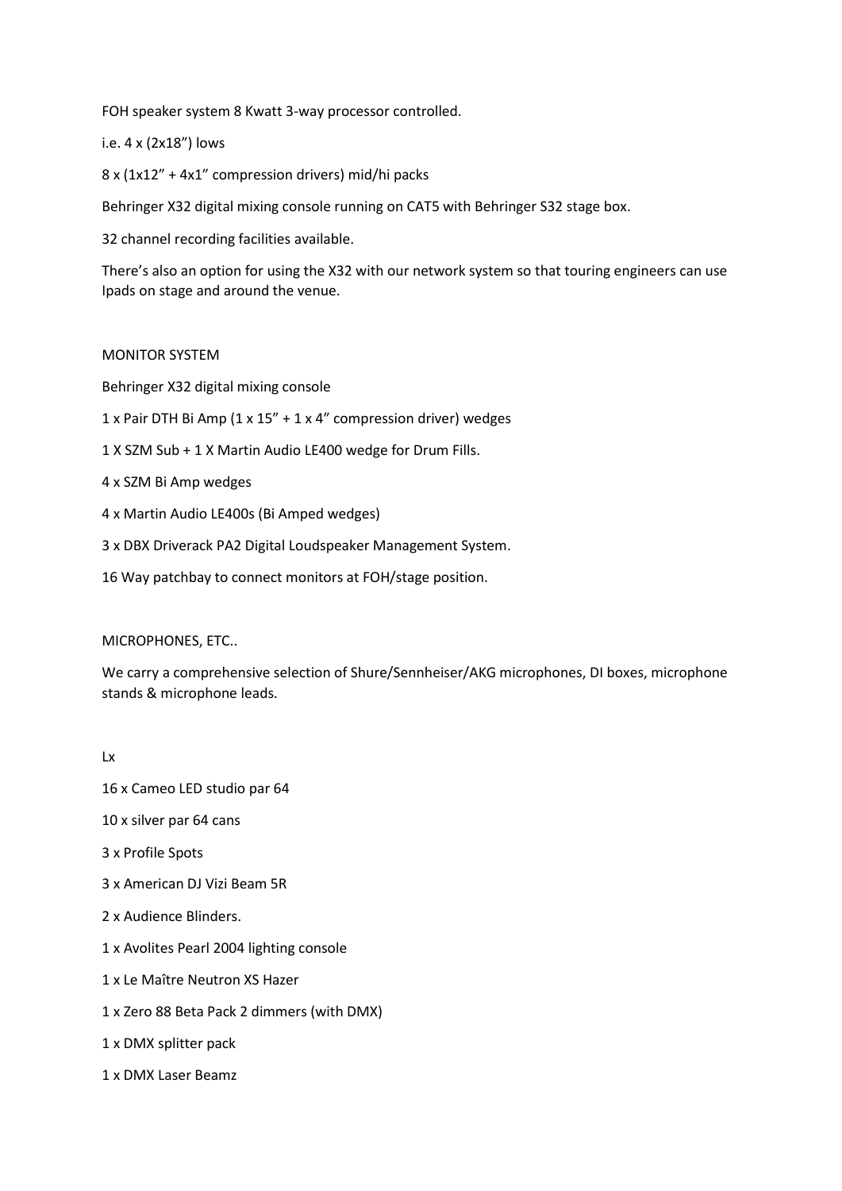FOH speaker system 8 Kwatt 3-way processor controlled.

i.e. 4 x (2x18") lows

8 x (1x12" + 4x1" compression drivers) mid/hi packs

Behringer X32 digital mixing console running on CAT5 with Behringer S32 stage box.

32 channel recording facilities available.

There's also an option for using the X32 with our network system so that touring engineers can use Ipads on stage and around the venue.

MONITOR SYSTEM

Behringer X32 digital mixing console

1 x Pair DTH Bi Amp (1 x 15" + 1 x 4" compression driver) wedges

1 X SZM Sub + 1 X Martin Audio LE400 wedge for Drum Fills.

4 x SZM Bi Amp wedges

4 x Martin Audio LE400s (Bi Amped wedges)

3 x DBX Driverack PA2 Digital Loudspeaker Management System.

16 Way patchbay to connect monitors at FOH/stage position.

MICROPHONES, ETC..

We carry a comprehensive selection of Shure/Sennheiser/AKG microphones, DI boxes, microphone stands & microphone leads.

Lx

16 x Cameo LED studio par 64

10 x silver par 64 cans

3 x Profile Spots

3 x American DJ Vizi Beam 5R

2 x Audience Blinders.

1 x Avolites Pearl 2004 lighting console

1 x Le Maître Neutron XS Hazer

1 x Zero 88 Beta Pack 2 dimmers (with DMX)

1 x DMX splitter pack

1 x DMX Laser Beamz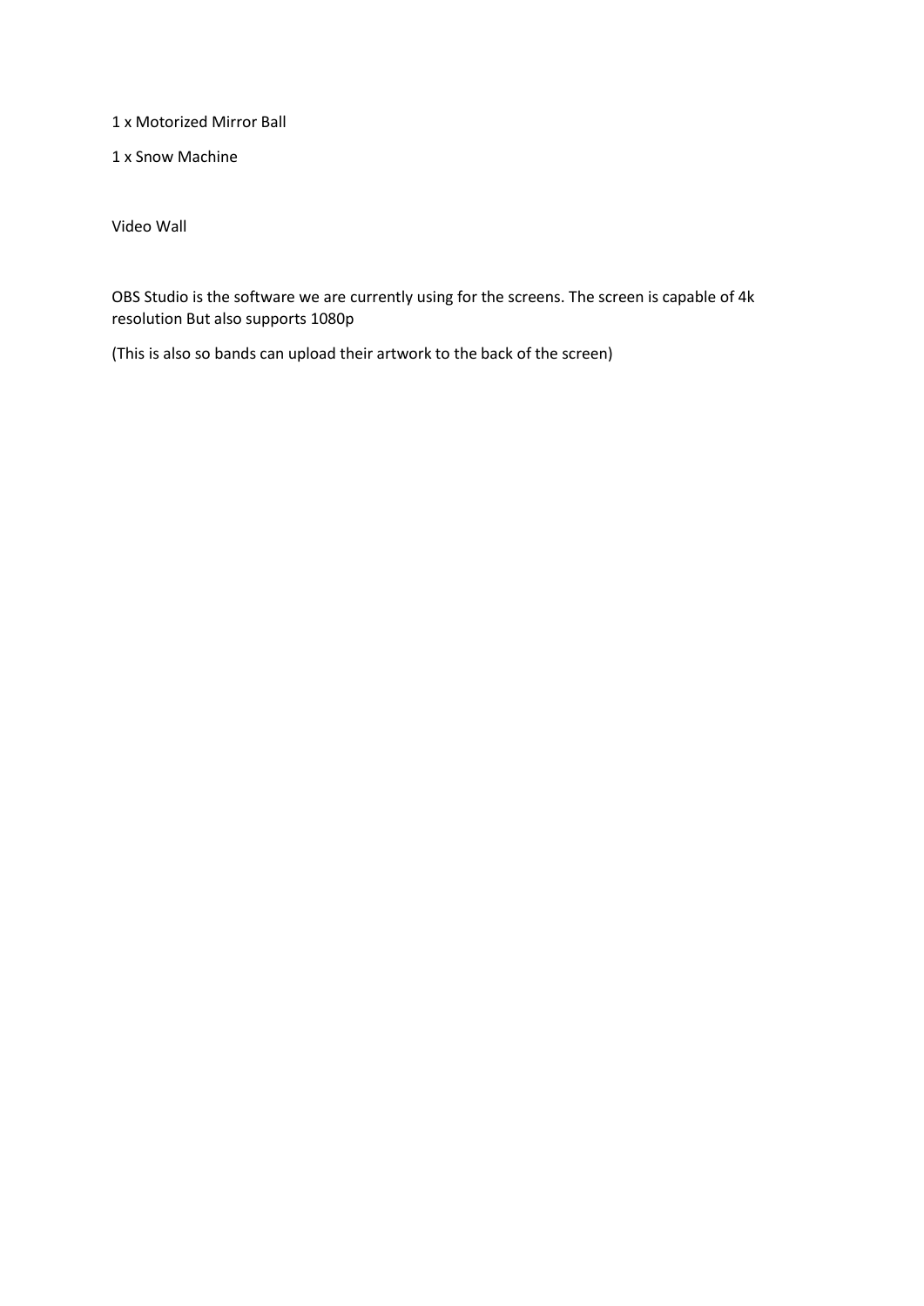1 x Motorized Mirror Ball

1 x Snow Machine

Video Wall

OBS Studio is the software we are currently using for the screens. The screen is capable of 4k resolution But also supports 1080p

(This is also so bands can upload their artwork to the back of the screen)